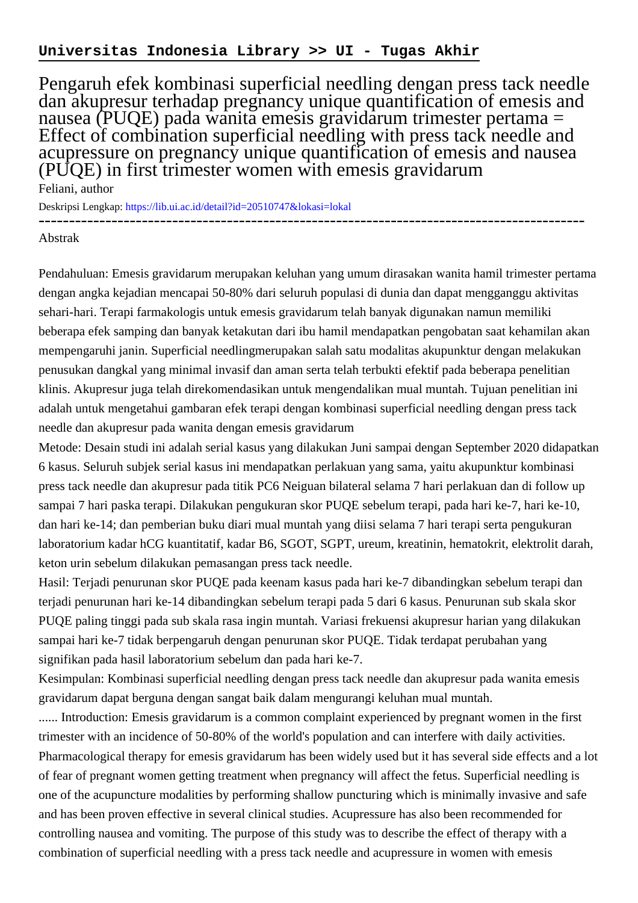**Universitas Indonesia Library >> UI - Tugas Akhir**

# Pengaruh efek kombinasi superficial needling dengan press tack needle dan akupresur terhadap pregnancy unique quantification of emesis and nausea (PUQE) pada wanita emesis gravidarum trimester pertama = Effect of combination superficial needling with press tack needle and acupressure on pregnancy unique quantification of emesis and nausea (PUQE) in first trimester women with emesis gravidarum

Feliani, author

Deskripsi Lengkap: https://lib.ui.ac.id/detail?id=20510747&lokasi=lokal

------------------------------------------------------------------------------------------

Abstrak

Pendahuluan: Emesis gravidarum merupakan keluhan yang umum dirasakan wanita hamil trimester pertama dengan angka kejadian mencapai 50-80% dari seluruh populasi di dunia dan dapat mengganggu aktivitas sehari-hari. Terapi farmakologis untuk emesis gravidarum telah banyak digunakan namun memiliki beberapa efek samping dan banyak ketakutan dari ibu hamil mendapatkan pengobatan saat kehamilan akan mempengaruhi janin. Superficial needlingmerupakan salah satu modalitas akupunktur dengan melakukan penusukan dangkal yang minimal invasif dan aman serta telah terbukti efektif pada beberapa penelitian klinis. Akupresur juga telah direkomendasikan untuk mengendalikan mual muntah. Tujuan penelitian ini adalah untuk mengetahui gambaran efek terapi dengan kombinasi superficial needling dengan press tack needle dan akupresur pada wanita dengan emesis gravidarum

Metode: Desain studi ini adalah serial kasus yang dilakukan Juni sampai dengan September 2020 didapatkan 6 kasus. Seluruh subjek serial kasus ini mendapatkan perlakuan yang sama, yaitu akupunktur kombinasi press tack needle dan akupresur pada titik PC6 Neiguan bilateral selama 7 hari perlakuan dan di follow up sampai 7 hari paska terapi. Dilakukan pengukuran skor PUQE sebelum terapi, pada hari ke-7, hari ke-10, dan hari ke-14; dan pemberian buku diari mual muntah yang diisi selama 7 hari terapi serta pengukuran laboratorium kadar hCG kuantitatif, kadar B6, SGOT, SGPT, ureum, kreatinin, hematokrit, elektrolit darah, keton urin sebelum dilakukan pemasangan press tack needle.

Hasil: Terjadi penurunan skor PUQE pada keenam kasus pada hari ke-7 dibandingkan sebelum terapi dan terjadi penurunan hari ke-14 dibandingkan sebelum terapi pada 5 dari 6 kasus. Penurunan sub skala skor PUQE paling tinggi pada sub skala rasa ingin muntah. Variasi frekuensi akupresur harian yang dilakukan sampai hari ke-7 tidak berpengaruh dengan penurunan skor PUQE. Tidak terdapat perubahan yang signifikan pada hasil laboratorium sebelum dan pada hari ke-7.

Kesimpulan: Kombinasi superficial needling dengan press tack needle dan akupresur pada wanita emesis gravidarum dapat berguna dengan sangat baik dalam mengurangi keluhan mual muntah.

...... Introduction: Emesis gravidarum is a common complaint experienced by pregnant women in the first trimester with an incidence of 50-80% of the world's population and can interfere with daily activities. Pharmacological therapy for emesis gravidarum has been widely used but it has several side effects and a lot of fear of pregnant women getting treatment when pregnancy will affect the fetus. Superficial needling is one of the acupuncture modalities by performing shallow puncturing which is minimally invasive and safe and has been proven effective in several clinical studies. Acupressure has also been recommended for controlling nausea and vomiting. The purpose of this study was to describe the effect of therapy with a combination of superficial needling with a press tack needle and acupressure in women with emesis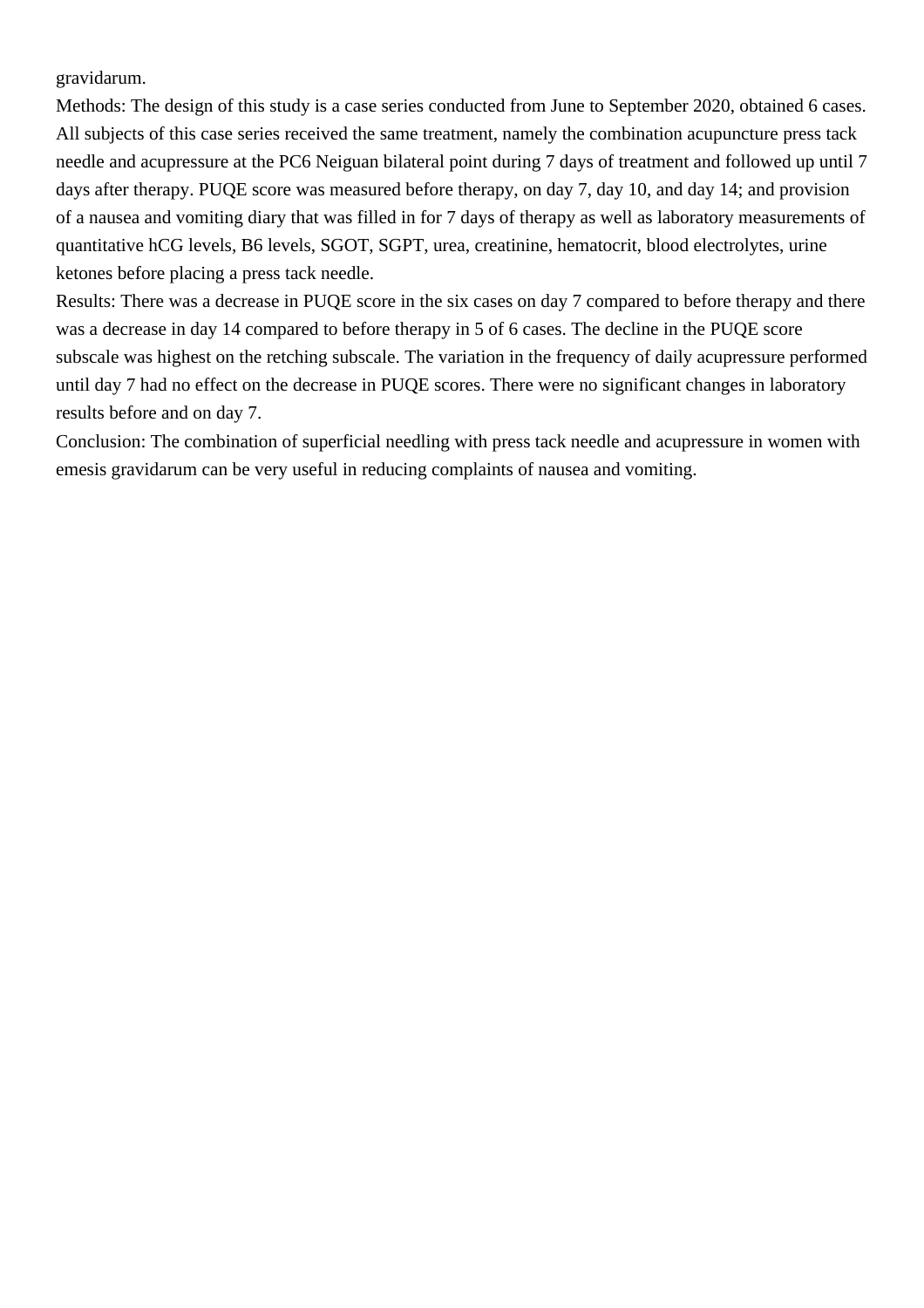gravidarum.

Methods: The design of this study is a case series conducted from June to September 2020, obtained 6 cases. All subjects of this case series received the same treatment, namely the combination acupuncture press tack needle and acupressure at the PC6 Neiguan bilateral point during 7 days of treatment and followed up until 7 days after therapy. PUQE score was measured before therapy, on day 7, day 10, and day 14; and provision of a nausea and vomiting diary that was filled in for 7 days of therapy as well as laboratory measurements of quantitative hCG levels, B6 levels, SGOT, SGPT, urea, creatinine, hematocrit, blood electrolytes, urine ketones before placing a press tack needle.

Results: There was a decrease in PUQE score in the six cases on day 7 compared to before therapy and there was a decrease in day 14 compared to before therapy in 5 of 6 cases. The decline in the PUQE score subscale was highest on the retching subscale. The variation in the frequency of daily acupressure performed until day 7 had no effect on the decrease in PUQE scores. There were no significant changes in laboratory results before and on day 7.

Conclusion: The combination of superficial needling with press tack needle and acupressure in women with emesis gravidarum can be very useful in reducing complaints of nausea and vomiting.